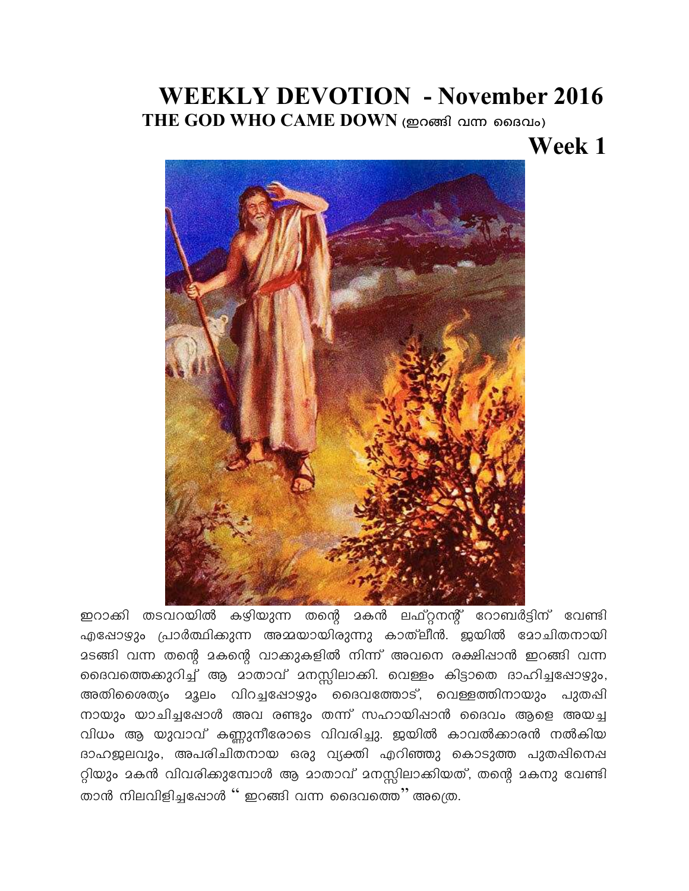# WEEKLY DEVOTION - November 2016

## THE GOD WHO CAME DOWN (ഇറങ്ങി വന്ന ദൈവം)

## Week 1

ഇറാക്കി തടവറയിൽ കഴിയുന്ന തന്റെ മകൻ ലഫ്റ്റനന്റ് റോബർട്ടിന് വേണ്ടി എപ്പോഴും പ്രാർത്ഥിക്കുന്ന അമ്മയായിരുന്നു കാത്‌ലീൻ. ജയിൽ മോചിതനായി മടങ്ങി വന്ന തന്റെ മകന്റെ വാക്കുകളിൽ നിന്ന് അവനെ രക്ഷിപ്പാൻ ഇറങ്ങി വന്ന ദൈവത്തെക്കുറിച്ച് ആ മാതാവ് മനസ്സിലാക്കി. വെള്ളം കിട്ടാതെ ദാഹിച്ചപ്പോഴും, അതിശൈത്യം മൂലം വിറച്ചപ്പോഴും ദൈവത്തോട്, വെള്ളത്തിനായും പുതപ്പിനായും യാചിച്ചപ്പോൾ അവ രണ്ടും തന്ന് സഹായിപ്പാൻ ദൈവം ആളെ അയച്ച വിധം ആ യുവാവ് കണ്ണുനീരോടെ വിവരിച്ചു. ജയിൽ കാവൽക്കാരൻ നൽകിയ ദാഹജലവും, അപരിചിതനായ ഒരു വ്യക്തി എറിഞ്ഞു കൊടുത്ത പുതപ്പിനെപ്പറ്റിയും മകൻ വിവരിക്കുമ്പോൾ ആ മാതാവ് മനസ്സിലാക്കിയത്, തന്റെ മകനു വേണ്ടി താൻ നിലവിളിച്ചപ്പോൾ " ഇറങ്ങി വന്ന ദൈവത്തെ" അത്രെ.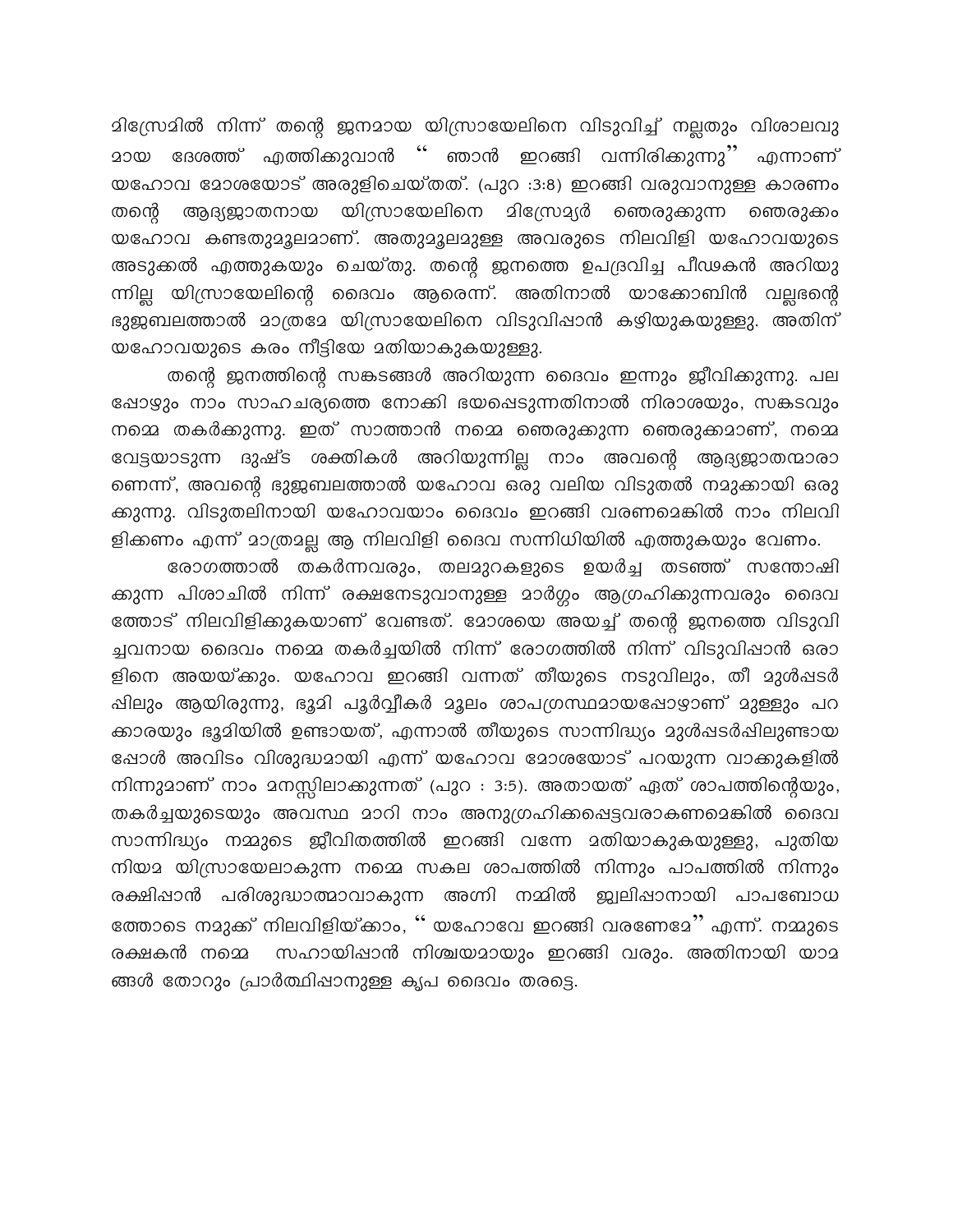മിസ്രേമിൽ നിന്ന് തന്റെ ജനമായ യിസ്രായേലിനെ വിടുവിച്ച് നല്ലതും വിശാലവുമായ ദേശത്ത് എത്തിക്കുവാൻ " ഞാൻ ഇറങ്ങി വന്നിരിക്കുന്നു" എന്നാണ് യഹോവ മോശയോട് അരുളിച്ചെയ്തത്. (പുറ :3:8) ഇറങ്ങി വരുവാനുള്ള കാരണം തന്റെ ആദ്യജാതനായ യിസ്രായേലിനെ മിസ്രേമ്യർ ഞെരുക്കുന്ന ഞെരുക്കം യഹോവ കണ്ടതുമൂലമാണ്. അതുമൂലമുള്ള അവരുടെ നിലവിളി യഹോവയുടെ അടുക്കൽ എത്തുകയും ചെയ്തു. തന്റെ ജനത്തെ ഉപദ്രവിച്ച പീഢകൻ അറിയുന്നില്ല യിസ്രായേലിന്റെ ദൈവം ആരെന്ന്. അതിനാൽ യാക്കോബിൻ വല്ലഭന്റെ ഭുജബലത്താൽ മാത്രമേ യിസ്രായേലിനെ വിടുവിപ്പാൻ കഴിയുകയുള്ളു. അതിന് യഹോവയുടെ കരം നീട്ടിയേ മതിയാകുകയുള്ളു.

തന്റെ ജനത്തിന്റെ സങ്കടങ്ങൾ അറിയുന്ന ദൈവം ഇന്നും ജീവിക്കുന്നു. പലപ്പോഴും നാം സാഹചര്യത്തെ നോക്കി ഭയപ്പെടുന്നതിനാൽ നിരാശയും, സങ്കടവും നമ്മെ തകർക്കുന്നു. ഇത് സാത്താൻ നമ്മെ ഞെരുക്കുന്ന ഞെരുക്കമാണ്, നമ്മെ വേട്ടയാടുന്ന ദുഷ്ട ശക്തികൾ അറിയുന്നില്ല നാം അവന്റെ ആദ്യജാതന്മാരാണെന്ന്, അവന്റെ ഭുജബലത്താൽ യഹോവ ഒരു വലിയ വിടുതൽ നമുക്കായി ഒരുക്കുന്നു. വിടുതലിനായി യഹോവയാം ദൈവം ഇറങ്ങി വരണമെങ്കിൽ നാം നിലവിളിക്കണം എന്ന് മാത്രമല്ല ആ നിലവിളി ദൈവ സന്നിധിയിൽ എത്തുകയും വേണം.

രോഗത്താൽ തകർന്നവരും, തലമുറകളുടെ ഉയർച്ച തടഞ്ഞ് സന്തോഷിക്കുന്ന പിശാചിൽ നിന്ന് രക്ഷനേടുവാനുള്ള മാർഗ്ഗം ആഗ്രഹിക്കുന്നവരും ദൈവത്തോട് നിലവിളിക്കുകയാണ് വേണ്ടത്. മോശയെ അയച്ച് തന്റെ ജനത്തെ വിടുവിച്ചവനായ ദൈവം നമ്മെ തകർച്ചയിൽ നിന്ന് രോഗത്തിൽ നിന്ന് വിടുവിപ്പാൻ ഒരാളിനെ അയയ്ക്കും. യഹോവ ഇറങ്ങി വന്നത് തീയുടെ നടുവിലും, തീ മുൾപ്പടർപ്പിലും ആയിരുന്നു, ഭൂമി പൂർവ്വീകർ മൂലം ശാപഗ്രസ്ഥമായപ്പോഴാണ് മുള്ളും പറക്കാരയും ഭൂമിയിൽ ഉണ്ടായത്, എന്നാൽ തീയുടെ സാന്നിദ്ധ്യം മുൾപ്പടർപ്പിലുണ്ടായപ്പോൾ അവിടം വിശുദ്ധമായി എന്ന് യഹോവ മോശയോട് പറയുന്ന വാക്കുകളിൽ നിന്നുമാണ് നാം മനസ്സിലാക്കുന്നത് (പുറ : 3:5). അതായത് ഏത് ശാപത്തിന്റെയും, തകർച്ചയുടെയും അവസ്ഥ മാറി നാം അനുഗ്രഹിക്കപ്പെട്ടവരാകണമെങ്കിൽ ദൈവ സാന്നിദ്ധ്യം നമ്മുടെ ജീവിതത്തിൽ ഇറങ്ങി വന്നേ മതിയാകുകയുള്ളു, പുതിയ നിയമ യിസ്രായേലാകുന്ന നമ്മെ സകല ശാപത്തിൽ നിന്നും പാപത്തിൽ നിന്നും രക്ഷിപ്പാൻ പരിശുദ്ധാത്മാവാകുന്ന അഗ്നി നമ്മിൽ ജ്വലിപ്പാനായി പാപബോധത്തോടെ നമുക്ക് നിലവിളിയ്ക്കാം, " യഹോവേ ഇറങ്ങി വരണേമേ" എന്ന്. നമ്മുടെ രക്ഷകൻ നമ്മെ സഹായിപ്പാൻ നിശ്ചയമായും ഇറങ്ങി വരും. അതിനായി യാമങ്ങൾ തോറും പ്രാർത്ഥിപ്പാനുള്ള കൃപ ദൈവം തരട്ടെ.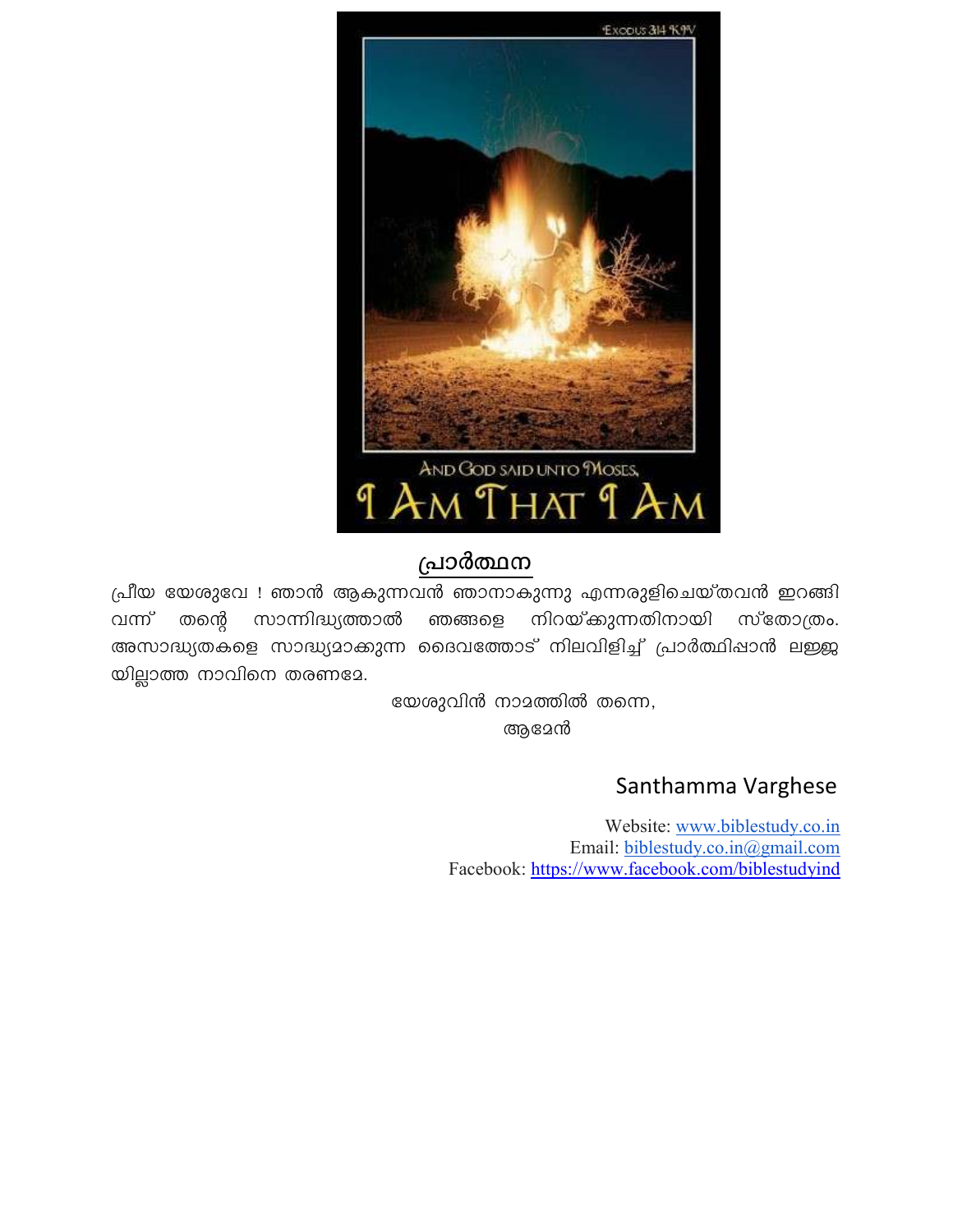## പ്രാർത്ഥന

പ്രീയ യേശുവേ ! ഞാൻ ആകുന്നവൻ ഞാനാകുന്നു എന്നരുളിചെയ്തവൻ ഇറങ്ങി വന്ന് തന്റെ സാന്നിദ്ധ്യത്താൽ ഞങ്ങളെ നിറയ്ക്കുന്നതിനായി സ്തോത്രം. അസാദ്ധ്യതകളെ സാദ്ധ്യമാക്കുന്ന ദൈവത്തോട് നിലവിളിച്ച് പ്രാർത്ഥിപ്പാൻ ലജ്ജ യില്ലാത്ത നാവിനെ തരണമേ.

യേശുവിൻ നാമത്തിൽ തന്നെ,

ആമേൻ

Santhamma Varghese

Website: www.biblestudy.co.in
Email: biblestudy.co.in@gmail.com
Facebook: https://www.facebook.com/biblestudyind